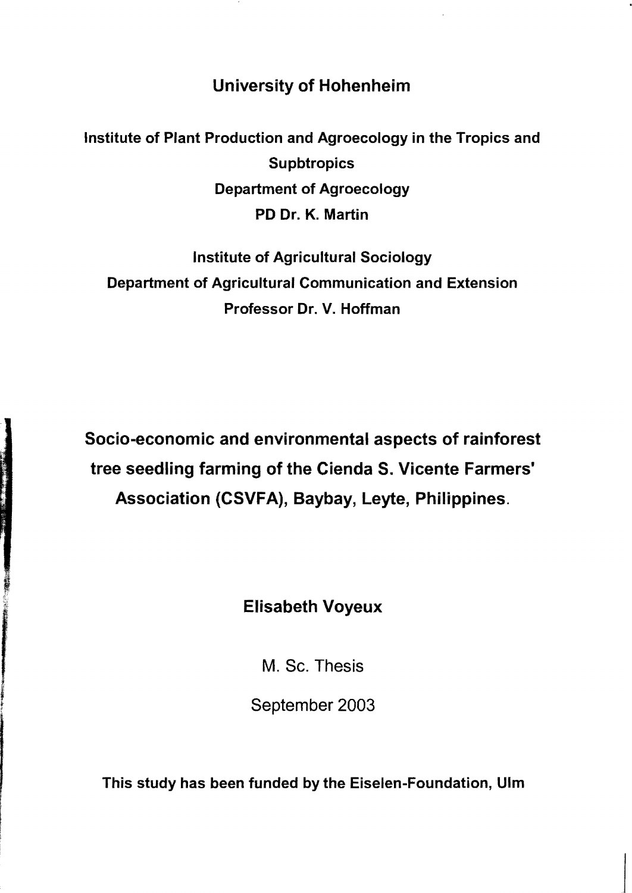**University of Hohenheim**

**Institute of Plant Production and Agroecology in the Tropics and Supbtropics**
**Department of Agroecology**
**PD Dr. K. Martin**

**Institute of Agricultural Sociology**
**Department of Agricultural Communication and Extension**
**Professor Dr. V. Hoffman**

# Socio-economic and environmental aspects of rainforest tree seedling farming of the Cienda S. Vicente Farmers' Association (CSVFA), Baybay, Leyte, Philippines.

**Elisabeth Voyeux**

M. Sc. Thesis

September 2003

**This study has been funded by the Eiselen-Foundation, Ulm**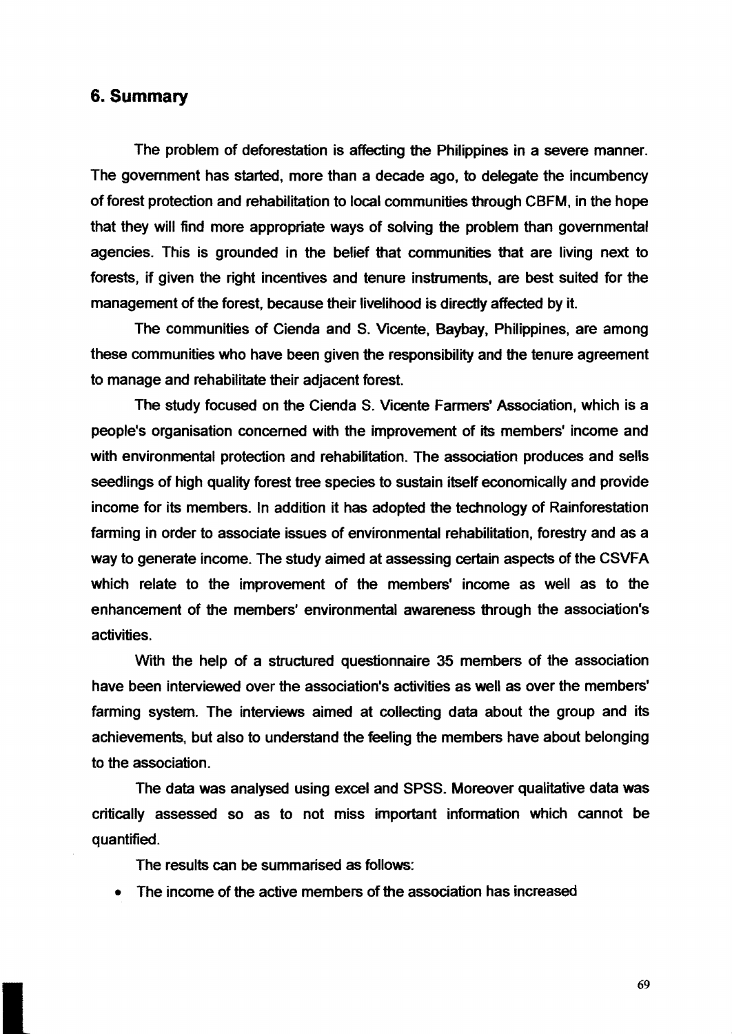## 6. Summary

The problem of deforestation is affecting the Philippines in a severe manner. The government has started, more than a decade ago, to delegate the incumbency of forest protection and rehabilitation to local communities through CBFM, in the hope that they will find more appropriate ways of solving the problem than governmental agencies. This is grounded in the belief that communities that are living next to forests, if given the right incentives and tenure instruments, are best suited for the management of the forest, because their livelihood is directly affected by it.

The communities of Cienda and S. Vicente, Baybay, Philippines, are among these communities who have been given the responsibility and the tenure agreement to manage and rehabilitate their adjacent forest.

The study focused on the Cienda S. Vicente Farmers' Association, which is a people's organisation concerned with the improvement of its members' income and with environmental protection and rehabilitation. The association produces and sells seedlings of high quality forest tree species to sustain itself economically and provide income for its members. In addition it has adopted the technology of Rainforestation farming in order to associate issues of environmental rehabilitation, forestry and as a way to generate income. The study aimed at assessing certain aspects of the CSVFA which relate to the improvement of the members' income as well as to the enhancement of the members' environmental awareness through the association's activities.

With the help of a structured questionnaire 35 members of the association have been interviewed over the association's activities as well as over the members' farming system. The interviews aimed at collecting data about the group and its achievements, but also to understand the feeling the members have about belonging to the association.

The data was analysed using excel and SPSS. Moreover qualitative data was critically assessed so as to not miss important information which cannot be quantified.

The results can be summarised as follows:

- The income of the active members of the association has increased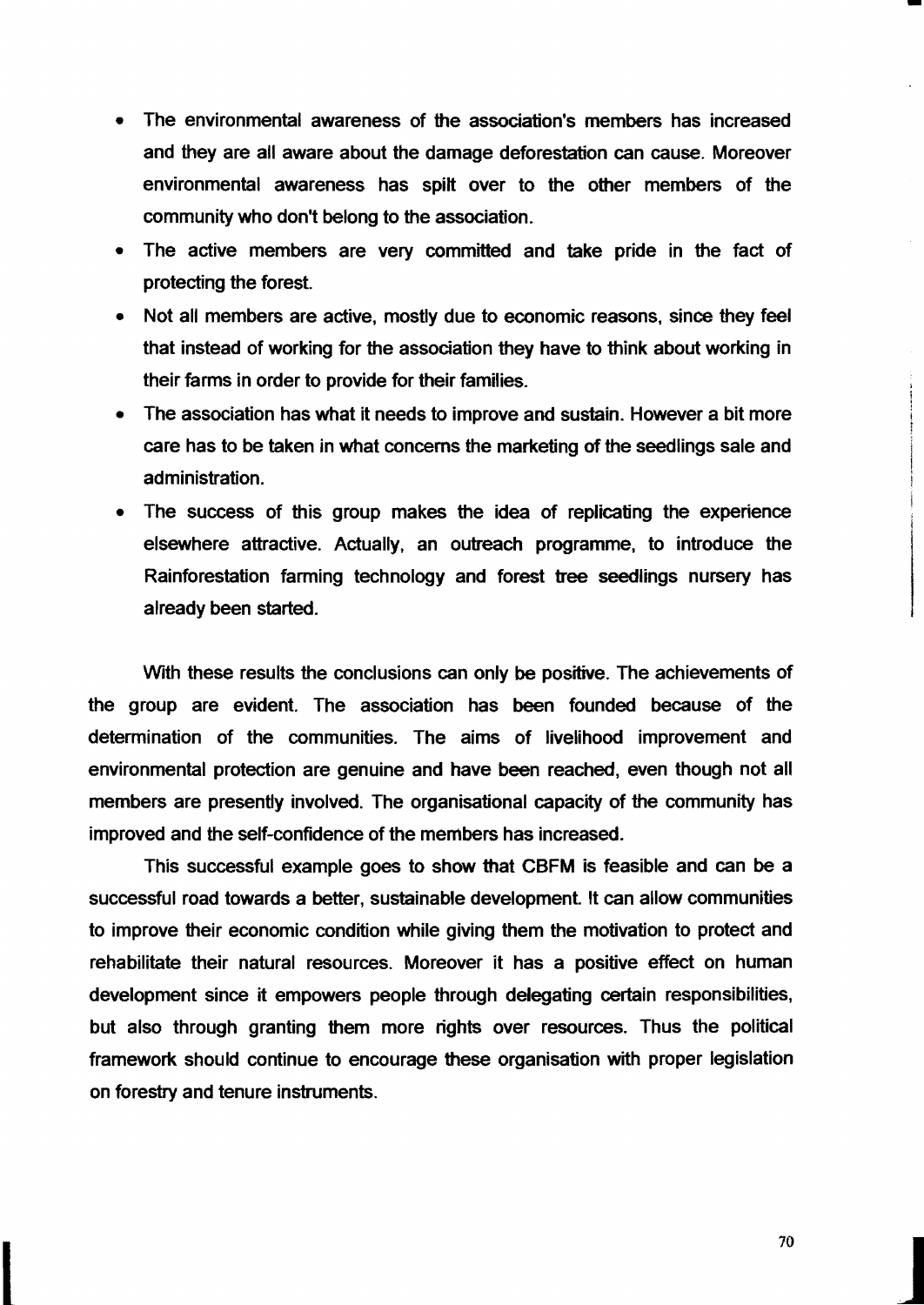- The environmental awareness of the association's members has increased and they are all aware about the damage deforestation can cause. Moreover environmental awareness has spilt over to the other members of the community who don't belong to the association.
- The active members are very committed and take pride in the fact of protecting the forest.
- Not all members are active, mostly due to economic reasons, since they feel that instead of working for the association they have to think about working in their farms in order to provide for their families.
- The association has what it needs to improve and sustain. However a bit more care has to be taken in what concerns the marketing of the seedlings sale and administration.
- The success of this group makes the idea of replicating the experience elsewhere attractive. Actually, an outreach programme, to introduce the Rainforestation farming technology and forest tree seedlings nursery has already been started.

With these results the conclusions can only be positive. The achievements of the group are evident. The association has been founded because of the determination of the communities. The aims of livelihood improvement and environmental protection are genuine and have been reached, even though not all members are presently involved. The organisational capacity of the community has improved and the self-confidence of the members has increased.

This successful example goes to show that CBFM is feasible and can be a successful road towards a better, sustainable development. It can allow communities to improve their economic condition while giving them the motivation to protect and rehabilitate their natural resources. Moreover it has a positive effect on human development since it empowers people through delegating certain responsibilities, but also through granting them more rights over resources. Thus the political framework should continue to encourage these organisation with proper legislation on forestry and tenure instruments.